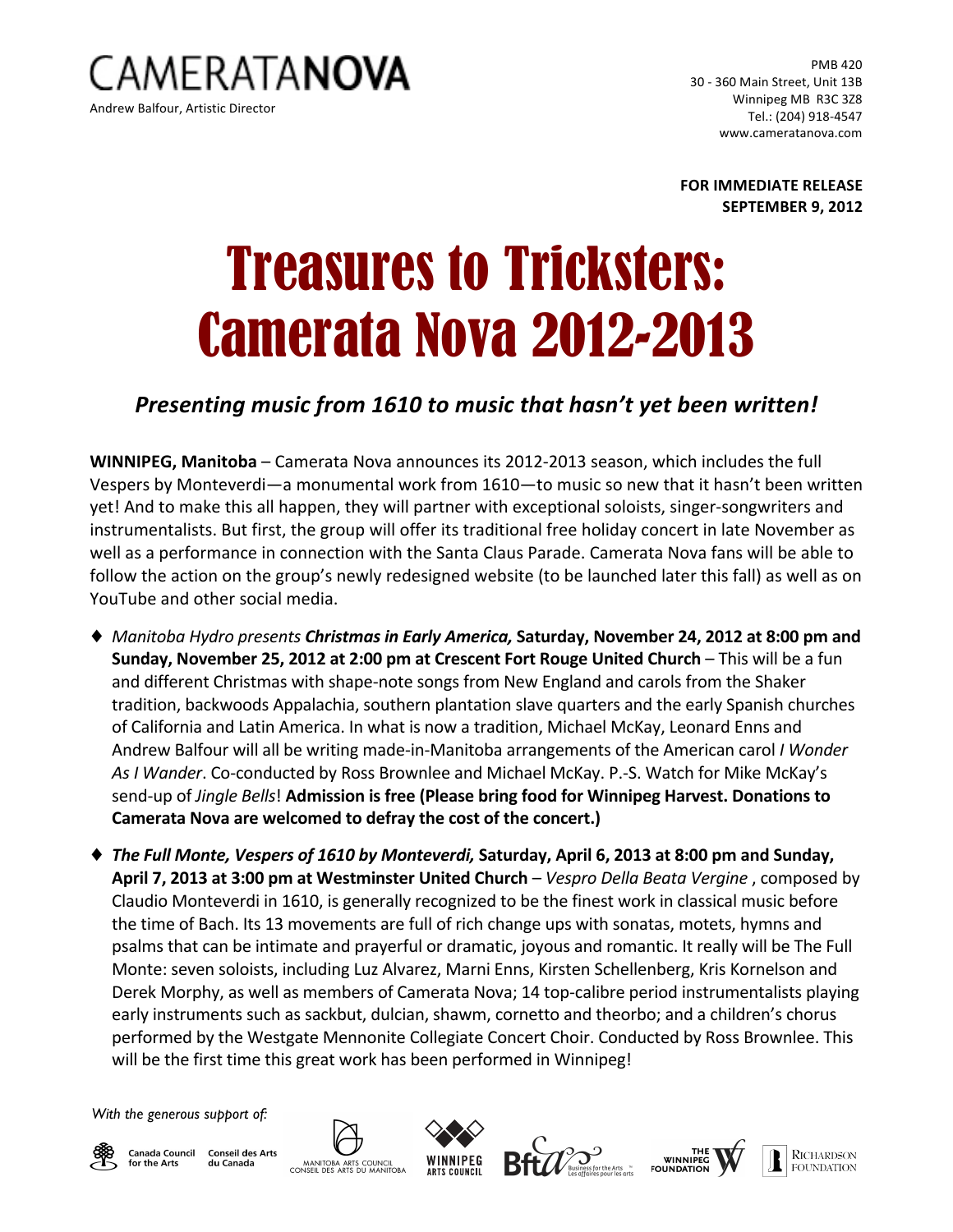CAMERATA**NOVA**

Andrew Balfour, Artistic Director

PMB 420
30 - 360 Main Street, Unit 13B
Winnipeg MB R3C 3Z8
Tel.: (204) 918-4547
www.cameratanova.com

**FOR IMMEDIATE RELEASE**
**SEPTEMBER 9, 2012**

# Treasures to Tricksters: Camerata Nova 2012-2013

## *Presenting music from 1610 to music that hasn't yet been written!*

**WINNIPEG, Manitoba** – Camerata Nova announces its 2012-2013 season, which includes the full Vespers by Monteverdi—a monumental work from 1610—to music so new that it hasn't been written yet! And to make this all happen, they will partner with exceptional soloists, singer-songwriters and instrumentalists. But first, the group will offer its traditional free holiday concert in late November as well as a performance in connection with the Santa Claus Parade. Camerata Nova fans will be able to follow the action on the group's newly redesigned website (to be launched later this fall) as well as on YouTube and other social media.

- *Manitoba Hydro presents* ***Christmas in Early America,*** **Saturday, November 24, 2012 at 8:00 pm and Sunday, November 25, 2012 at 2:00 pm at Crescent Fort Rouge United Church** – This will be a fun and different Christmas with shape-note songs from New England and carols from the Shaker tradition, backwoods Appalachia, southern plantation slave quarters and the early Spanish churches of California and Latin America. In what is now a tradition, Michael McKay, Leonard Enns and Andrew Balfour will all be writing made-in-Manitoba arrangements of the American carol *I Wonder As I Wander*. Co-conducted by Ross Brownlee and Michael McKay. P.-S. Watch for Mike McKay's send-up of *Jingle Bells*! **Admission is free (Please bring food for Winnipeg Harvest. Donations to Camerata Nova are welcomed to defray the cost of the concert.)**

- ***The Full Monte, Vespers of 1610 by Monteverdi,*** **Saturday, April 6, 2013 at 8:00 pm and Sunday, April 7, 2013 at 3:00 pm at Westminster United Church** – *Vespro Della Beata Vergine* , composed by Claudio Monteverdi in 1610, is generally recognized to be the finest work in classical music before the time of Bach. Its 13 movements are full of rich change ups with sonatas, motets, hymns and psalms that can be intimate and prayerful or dramatic, joyous and romantic. It really will be The Full Monte: seven soloists, including Luz Alvarez, Marni Enns, Kirsten Schellenberg, Kris Kornelson and Derek Morphy, as well as members of Camerata Nova; 14 top-calibre period instrumentalists playing early instruments such as sackbut, dulcian, shawm, cornetto and theorbo; and a children's chorus performed by the Westgate Mennonite Collegiate Concert Choir. Conducted by Ross Brownlee. This will be the first time this great work has been performed in Winnipeg!

*With the generous support of:*

Canada Council for the Arts / Conseil des Arts du Canada · Manitoba Arts Council / Conseil des Arts du Manitoba · Winnipeg Arts Council · Business for the Arts / Les affaires pour les arts · The Winnipeg Foundation · Richardson Foundation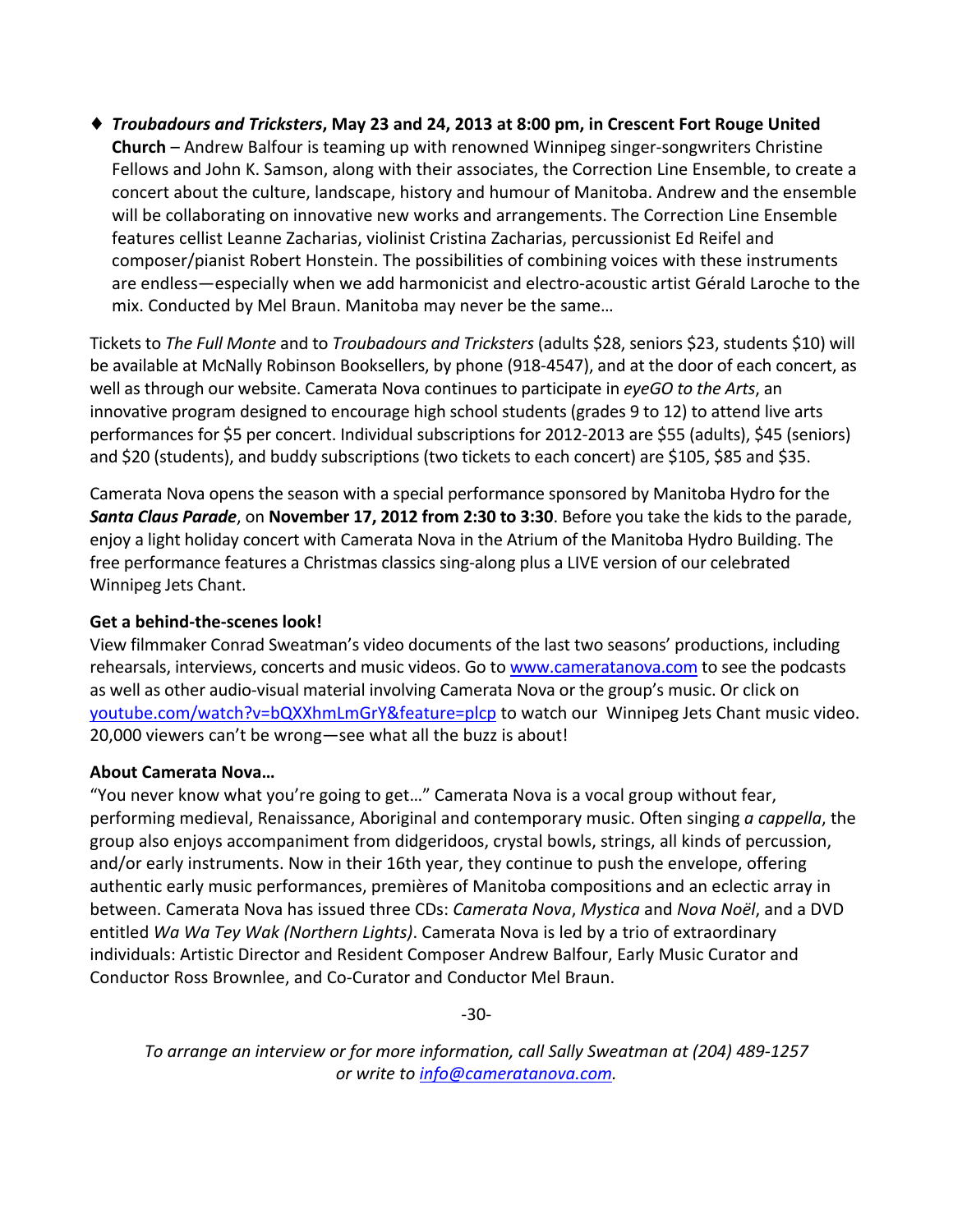- ♦ ***Troubadours and Tricksters*, May 23 and 24, 2013 at 8:00 pm, in Crescent Fort Rouge United Church** – Andrew Balfour is teaming up with renowned Winnipeg singer-songwriters Christine Fellows and John K. Samson, along with their associates, the Correction Line Ensemble, to create a concert about the culture, landscape, history and humour of Manitoba. Andrew and the ensemble will be collaborating on innovative new works and arrangements. The Correction Line Ensemble features cellist Leanne Zacharias, violinist Cristina Zacharias, percussionist Ed Reifel and composer/pianist Robert Honstein. The possibilities of combining voices with these instruments are endless—especially when we add harmonicist and electro-acoustic artist Gérald Laroche to the mix. Conducted by Mel Braun. Manitoba may never be the same…

Tickets to *The Full Monte* and to *Troubadours and Tricksters* (adults $28, seniors $23, students $10) will be available at McNally Robinson Booksellers, by phone (918-4547), and at the door of each concert, as well as through our website. Camerata Nova continues to participate in *eyeGO to the Arts*, an innovative program designed to encourage high school students (grades 9 to 12) to attend live arts performances for $5 per concert. Individual subscriptions for 2012-2013 are $55 (adults), $45 (seniors) and $20 (students), and buddy subscriptions (two tickets to each concert) are $105, $85 and $35.

Camerata Nova opens the season with a special performance sponsored by Manitoba Hydro for the ***Santa Claus Parade***, on **November 17, 2012 from 2:30 to 3:30**. Before you take the kids to the parade, enjoy a light holiday concert with Camerata Nova in the Atrium of the Manitoba Hydro Building. The free performance features a Christmas classics sing-along plus a LIVE version of our celebrated Winnipeg Jets Chant.

**Get a behind-the-scenes look!**

View filmmaker Conrad Sweatman's video documents of the last two seasons' productions, including rehearsals, interviews, concerts and music videos. Go to www.cameratanova.com to see the podcasts as well as other audio-visual material involving Camerata Nova or the group's music. Or click on youtube.com/watch?v=bQXXhmLmGrY&feature=plcp to watch our Winnipeg Jets Chant music video. 20,000 viewers can't be wrong—see what all the buzz is about!

**About Camerata Nova…**

"You never know what you're going to get…" Camerata Nova is a vocal group without fear, performing medieval, Renaissance, Aboriginal and contemporary music. Often singing *a cappella*, the group also enjoys accompaniment from didgeridoos, crystal bowls, strings, all kinds of percussion, and/or early instruments. Now in their 16th year, they continue to push the envelope, offering authentic early music performances, premières of Manitoba compositions and an eclectic array in between. Camerata Nova has issued three CDs: *Camerata Nova*, *Mystica* and *Nova Noël*, and a DVD entitled *Wa Wa Tey Wak (Northern Lights)*. Camerata Nova is led by a trio of extraordinary individuals: Artistic Director and Resident Composer Andrew Balfour, Early Music Curator and Conductor Ross Brownlee, and Co-Curator and Conductor Mel Braun.

-30-

*To arrange an interview or for more information, call Sally Sweatman at (204) 489-1257 or write to info@cameratanova.com.*